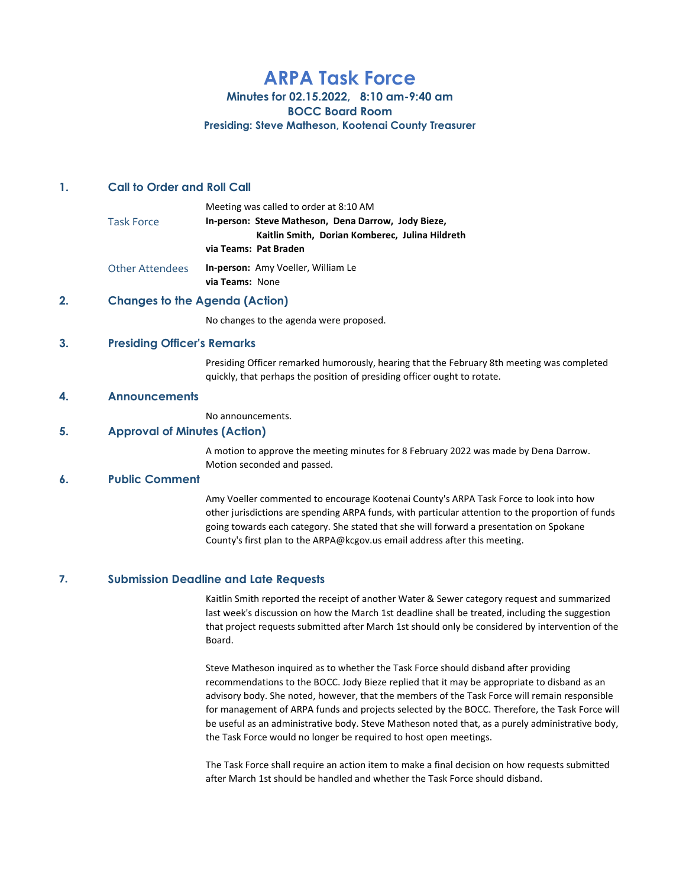# ARPA Task Force

**Minutes for 02.15.2022, 8:10 am-9:40 am**
**BOCC Board Room**
**Presiding: Steve Matheson, Kootenai County Treasurer**

## 1. Call to Order and Roll Call

Meeting was called to order at 8:10 AM

**Task Force**
**In-person: Steve Matheson, Dena Darrow, Jody Bieze, Kaitlin Smith, Dorian Komberec, Julina Hildreth**
**via Teams: Pat Braden**

**Other Attendees**
**In-person:** Amy Voeller, William Le
**via Teams:** None

## 2. Changes to the Agenda (Action)

No changes to the agenda were proposed.

## 3. Presiding Officer's Remarks

Presiding Officer remarked humorously, hearing that the February 8th meeting was completed quickly, that perhaps the position of presiding officer ought to rotate.

## 4. Announcements

No announcements.

## 5. Approval of Minutes (Action)

A motion to approve the meeting minutes for 8 February 2022 was made by Dena Darrow. Motion seconded and passed.

## 6. Public Comment

Amy Voeller commented to encourage Kootenai County's ARPA Task Force to look into how other jurisdictions are spending ARPA funds, with particular attention to the proportion of funds going towards each category. She stated that she will forward a presentation on Spokane County's first plan to the ARPA@kcgov.us email address after this meeting.

## 7. Submission Deadline and Late Requests

Kaitlin Smith reported the receipt of another Water & Sewer category request and summarized last week's discussion on how the March 1st deadline shall be treated, including the suggestion that project requests submitted after March 1st should only be considered by intervention of the Board.

Steve Matheson inquired as to whether the Task Force should disband after providing recommendations to the BOCC. Jody Bieze replied that it may be appropriate to disband as an advisory body. She noted, however, that the members of the Task Force will remain responsible for management of ARPA funds and projects selected by the BOCC. Therefore, the Task Force will be useful as an administrative body. Steve Matheson noted that, as a purely administrative body, the Task Force would no longer be required to host open meetings.

The Task Force shall require an action item to make a final decision on how requests submitted after March 1st should be handled and whether the Task Force should disband.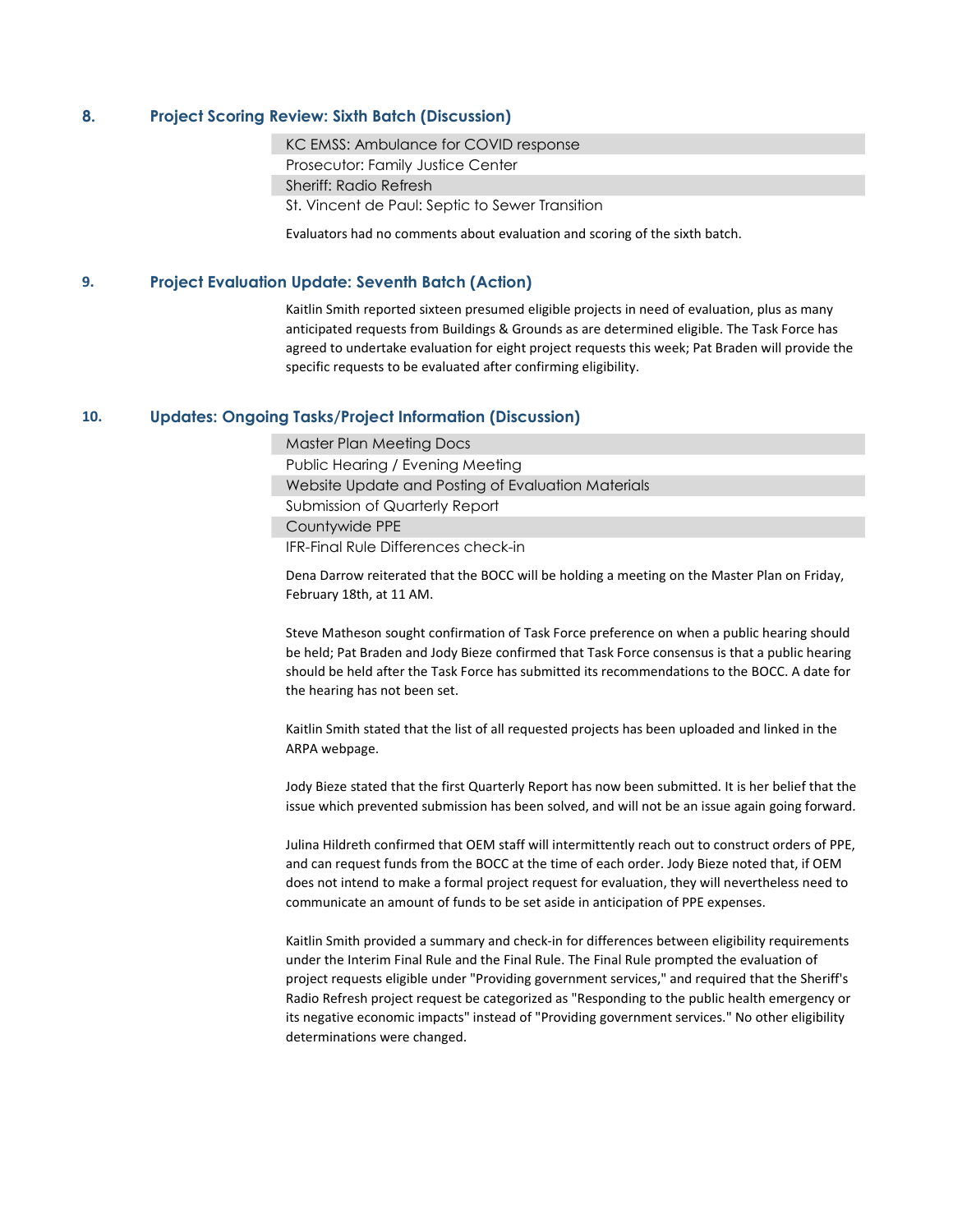## 8. Project Scoring Review: Sixth Batch (Discussion)

- KC EMSS: Ambulance for COVID response
- Prosecutor: Family Justice Center
- Sheriff: Radio Refresh
- St. Vincent de Paul: Septic to Sewer Transition

Evaluators had no comments about evaluation and scoring of the sixth batch.

## 9. Project Evaluation Update: Seventh Batch (Action)

Kaitlin Smith reported sixteen presumed eligible projects in need of evaluation, plus as many anticipated requests from Buildings & Grounds as are determined eligible. The Task Force has agreed to undertake evaluation for eight project requests this week; Pat Braden will provide the specific requests to be evaluated after confirming eligibility.

## 10. Updates: Ongoing Tasks/Project Information (Discussion)

- Master Plan Meeting Docs
- Public Hearing / Evening Meeting
- Website Update and Posting of Evaluation Materials
- Submission of Quarterly Report
- Countywide PPE
- IFR-Final Rule Differences check-in

Dena Darrow reiterated that the BOCC will be holding a meeting on the Master Plan on Friday, February 18th, at 11 AM.

Steve Matheson sought confirmation of Task Force preference on when a public hearing should be held; Pat Braden and Jody Bieze confirmed that Task Force consensus is that a public hearing should be held after the Task Force has submitted its recommendations to the BOCC. A date for the hearing has not been set.

Kaitlin Smith stated that the list of all requested projects has been uploaded and linked in the ARPA webpage.

Jody Bieze stated that the first Quarterly Report has now been submitted. It is her belief that the issue which prevented submission has been solved, and will not be an issue again going forward.

Julina Hildreth confirmed that OEM staff will intermittently reach out to construct orders of PPE, and can request funds from the BOCC at the time of each order. Jody Bieze noted that, if OEM does not intend to make a formal project request for evaluation, they will nevertheless need to communicate an amount of funds to be set aside in anticipation of PPE expenses.

Kaitlin Smith provided a summary and check-in for differences between eligibility requirements under the Interim Final Rule and the Final Rule. The Final Rule prompted the evaluation of project requests eligible under "Providing government services," and required that the Sheriff's Radio Refresh project request be categorized as "Responding to the public health emergency or its negative economic impacts" instead of "Providing government services." No other eligibility determinations were changed.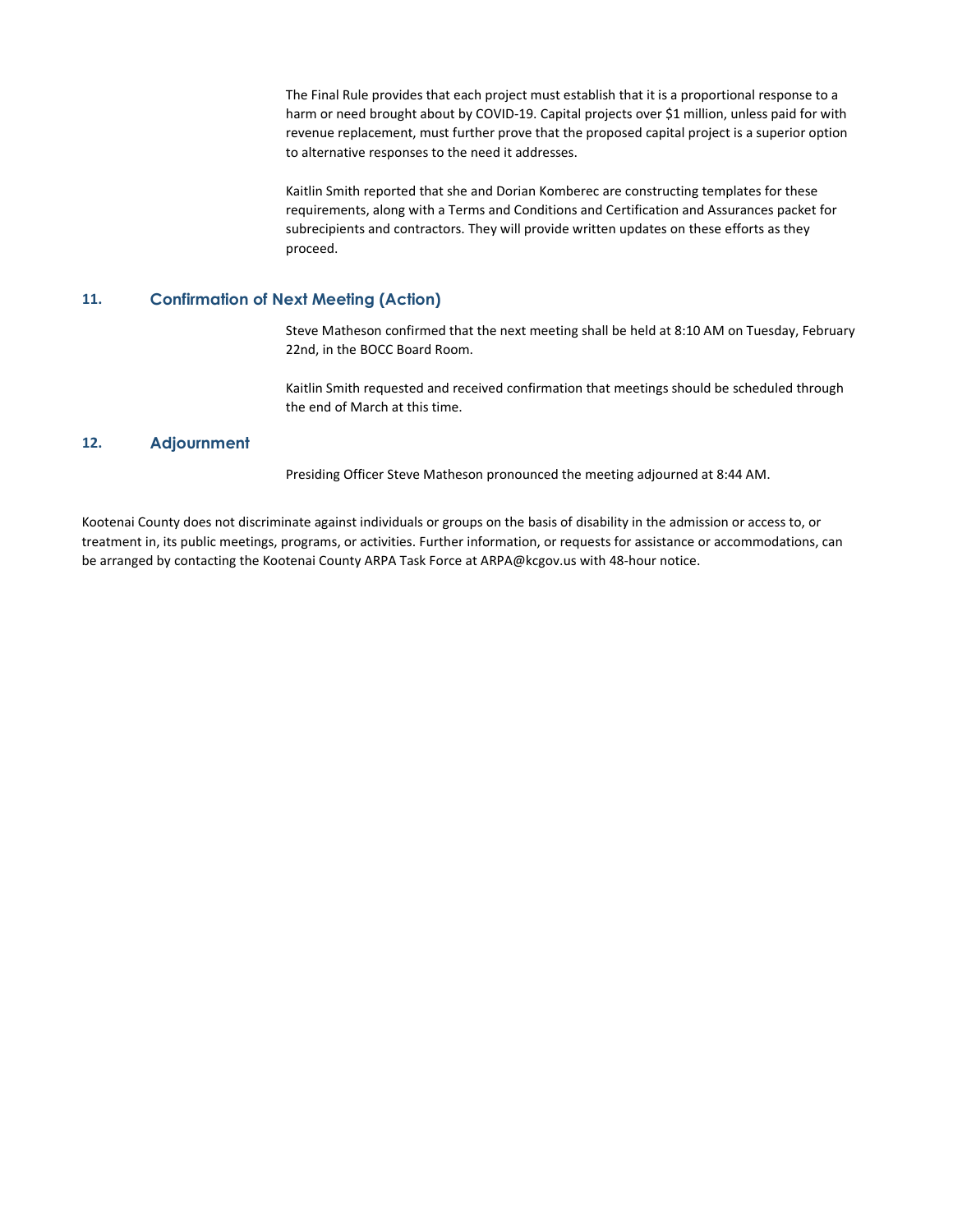The Final Rule provides that each project must establish that it is a proportional response to a harm or need brought about by COVID-19. Capital projects over $1 million, unless paid for with revenue replacement, must further prove that the proposed capital project is a superior option to alternative responses to the need it addresses.

Kaitlin Smith reported that she and Dorian Komberec are constructing templates for these requirements, along with a Terms and Conditions and Certification and Assurances packet for subrecipients and contractors. They will provide written updates on these efforts as they proceed.

## 11. Confirmation of Next Meeting (Action)

Steve Matheson confirmed that the next meeting shall be held at 8:10 AM on Tuesday, February 22nd, in the BOCC Board Room.

Kaitlin Smith requested and received confirmation that meetings should be scheduled through the end of March at this time.

## 12. Adjournment

Presiding Officer Steve Matheson pronounced the meeting adjourned at 8:44 AM.

Kootenai County does not discriminate against individuals or groups on the basis of disability in the admission or access to, or treatment in, its public meetings, programs, or activities. Further information, or requests for assistance or accommodations, can be arranged by contacting the Kootenai County ARPA Task Force at ARPA@kcgov.us with 48-hour notice.